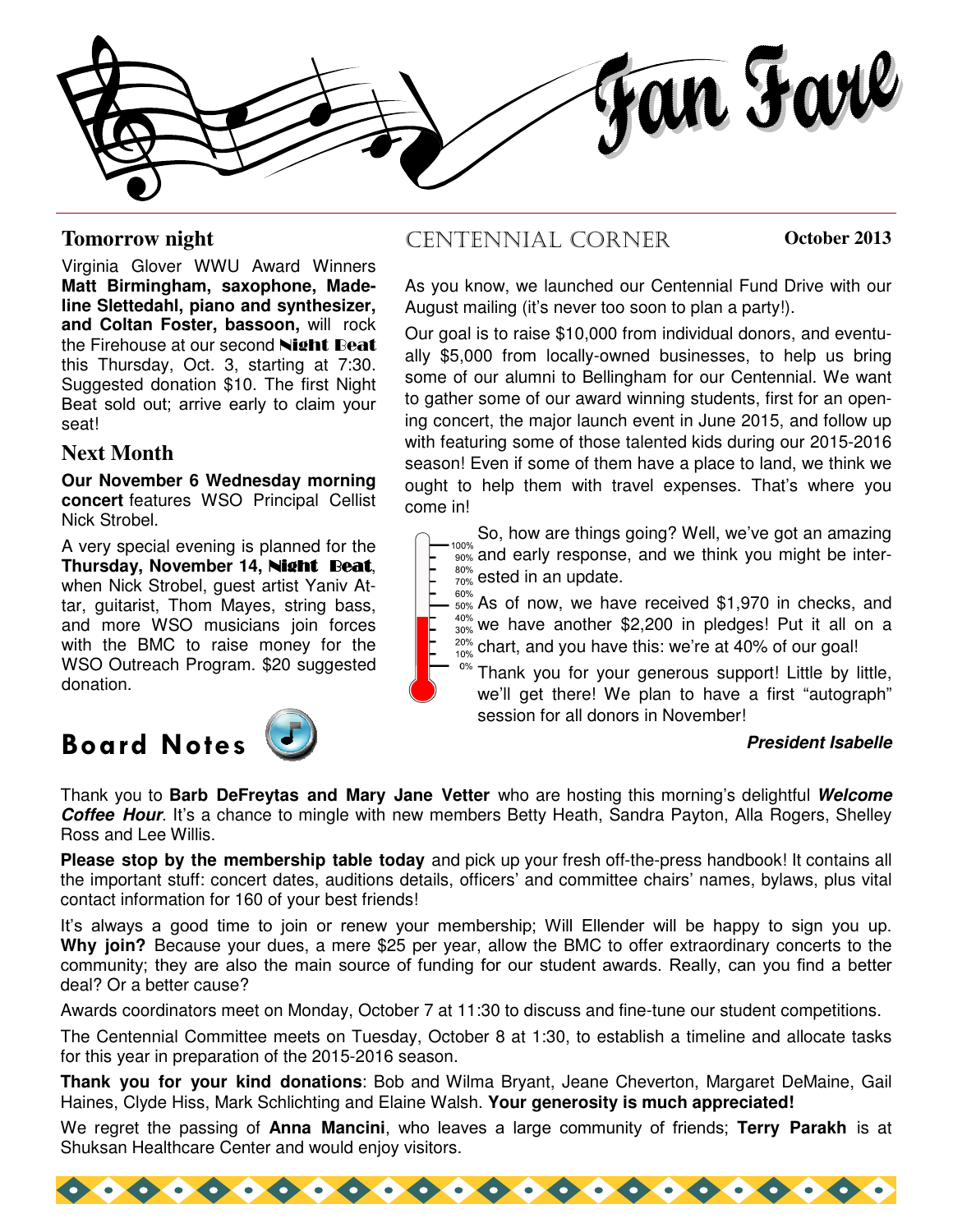# Fan Fare

## Tomorrow night

Virginia Glover WWU Award Winners **Matt Birmingham, saxophone, Madeline Slettedahl, piano and synthesizer, and Coltan Foster, bassoon,** will rock the Firehouse at our second **Night Beat** this Thursday, Oct. 3, starting at 7:30. Suggested donation $10. The first Night Beat sold out; arrive early to claim your seat!

## Next Month

**Our November 6 Wednesday morning concert** features WSO Principal Cellist Nick Strobel.

A very special evening is planned for the **Thursday, November 14, Night Beat**, when Nick Strobel, guest artist Yaniv Attar, guitarist, Thom Mayes, string bass, and more WSO musicians join forces with the BMC to raise money for the WSO Outreach Program. $20 suggested donation.

## Centennial Corner

**October 2013**

As you know, we launched our Centennial Fund Drive with our August mailing (it's never too soon to plan a party!).

Our goal is to raise $10,000 from individual donors, and eventually $5,000 from locally-owned businesses, to help us bring some of our alumni to Bellingham for our Centennial. We want to gather some of our award winning students, first for an opening concert, the major launch event in June 2015, and follow up with featuring some of those talented kids during our 2015-2016 season! Even if some of them have a place to land, we think we ought to help them with travel expenses. That's where you come in!

So, how are things going? Well, we've got an amazing and early response, and we think you might be interested in an update.

As of now, we have received $1,970 in checks, and we have another $2,200 in pledges! Put it all on a chart, and you have this: we're at 40% of our goal!

Thank you for your generous support! Little by little, we'll get there! We plan to have a first "autograph" session for all donors in November!

***President Isabelle***

## Board Notes

Thank you to **Barb DeFreytas and Mary Jane Vetter** who are hosting this morning's delightful ***Welcome Coffee Hour***. It's a chance to mingle with new members Betty Heath, Sandra Payton, Alla Rogers, Shelley Ross and Lee Willis.

**Please stop by the membership table today** and pick up your fresh off-the-press handbook! It contains all the important stuff: concert dates, auditions details, officers' and committee chairs' names, bylaws, plus vital contact information for 160 of your best friends!

It's always a good time to join or renew your membership; Will Ellender will be happy to sign you up. **Why join?** Because your dues, a mere $25 per year, allow the BMC to offer extraordinary concerts to the community; they are also the main source of funding for our student awards. Really, can you find a better deal? Or a better cause?

Awards coordinators meet on Monday, October 7 at 11:30 to discuss and fine-tune our student competitions.

The Centennial Committee meets on Tuesday, October 8 at 1:30, to establish a timeline and allocate tasks for this year in preparation of the 2015-2016 season.

**Thank you for your kind donations**: Bob and Wilma Bryant, Jeane Cheverton, Margaret DeMaine, Gail Haines, Clyde Hiss, Mark Schlichting and Elaine Walsh. **Your generosity is much appreciated!**

We regret the passing of **Anna Mancini**, who leaves a large community of friends; **Terry Parakh** is at Shuksan Healthcare Center and would enjoy visitors.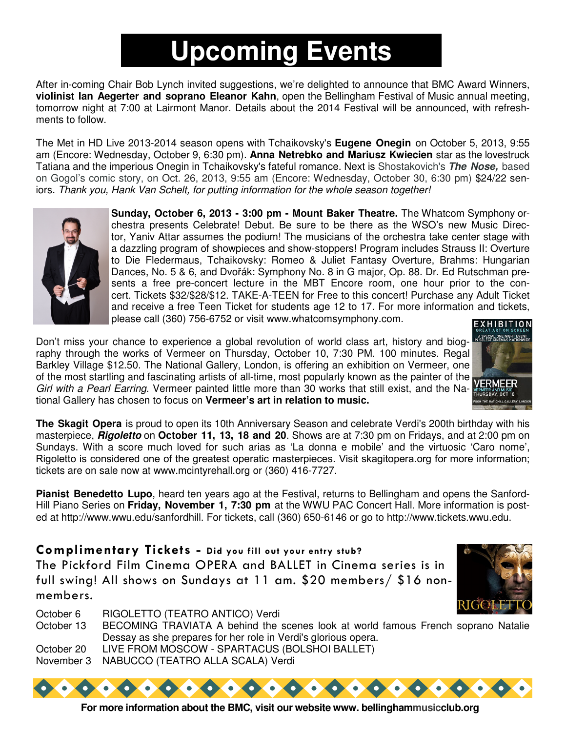# Upcoming Events

After in-coming Chair Bob Lynch invited suggestions, we're delighted to announce that BMC Award Winners, **violinist Ian Aegerter and soprano Eleanor Kahn**, open the Bellingham Festival of Music annual meeting, tomorrow night at 7:00 at Lairmont Manor. Details about the 2014 Festival will be announced, with refreshments to follow.

The Met in HD Live 2013-2014 season opens with Tchaikovsky's **Eugene Onegin** on October 5, 2013, 9:55 am (Encore: Wednesday, October 9, 6:30 pm). **Anna Netrebko and Mariusz Kwiecien** star as the lovestruck Tatiana and the imperious Onegin in Tchaikovsky's fateful romance. Next is Shostakovich's ***The Nose,*** based on Gogol's comic story, on Oct. 26, 2013, 9:55 am (Encore: Wednesday, October 30, 6:30 pm) $24/22 seniors. *Thank you, Hank Van Schelt, for putting information for the whole season together!*

**Sunday, October 6, 2013 - 3:00 pm - Mount Baker Theatre.** The Whatcom Symphony orchestra presents Celebrate! Debut. Be sure to be there as the WSO's new Music Director, Yaniv Attar assumes the podium! The musicians of the orchestra take center stage with a dazzling program of showpieces and show-stoppers! Program includes Strauss II: Overture to Die Fledermaus, Tchaikovsky: Romeo & Juliet Fantasy Overture, Brahms: Hungarian Dances, No. 5 & 6, and Dvořák: Symphony No. 8 in G major, Op. 88. Dr. Ed Rutschman presents a free pre-concert lecture in the MBT Encore room, one hour prior to the concert. Tickets $32/$28/$12. TAKE-A-TEEN for Free to this concert! Purchase any Adult Ticket and receive a free Teen Ticket for students age 12 to 17. For more information and tickets, please call (360) 756-6752 or visit www.whatcomsymphony.com.

Don't miss your chance to experience a global revolution of world class art, history and biography through the works of Vermeer on Thursday, October 10, 7:30 PM. 100 minutes. Regal Barkley Village $12.50. The National Gallery, London, is offering an exhibition on Vermeer, one of the most startling and fascinating artists of all-time, most popularly known as the painter of the *Girl with a Pearl Earring*. Vermeer painted little more than 30 works that still exist, and the National Gallery has chosen to focus on **Vermeer's art in relation to music.**

**The Skagit Opera** is proud to open its 10th Anniversary Season and celebrate Verdi's 200th birthday with his masterpiece, ***Rigoletto*** on **October 11, 13, 18 and 20**. Shows are at 7:30 pm on Fridays, and at 2:00 pm on Sundays. With a score much loved for such arias as 'La donna e mobile' and the virtuosic 'Caro nome', Rigoletto is considered one of the greatest operatic masterpieces. Visit skagitopera.org for more information; tickets are on sale now at www.mcintyrehall.org or (360) 416-7727.

**Pianist Benedetto Lupo**, heard ten years ago at the Festival, returns to Bellingham and opens the Sanford-Hill Piano Series on **Friday, November 1, 7:30 pm** at the WWU PAC Concert Hall. More information is posted at http://www.wwu.edu/sanfordhill. For tickets, call (360) 650-6146 or go to http://www.tickets.wwu.edu.

## Complimentary Tickets - Did you fill out your entry stub?

The Pickford Film Cinema OPERA and BALLET in Cinema series is in full swing! All shows on Sundays at 11 am. $20 members/ $16 non-members.

| | |
|---|---|
| October 6 | RIGOLETTO (TEATRO ANTICO) Verdi |
| October 13 | BECOMING TRAVIATA A behind the scenes look at world famous French soprano Natalie Dessay as she prepares for her role in Verdi's glorious opera. |
| October 20 | LIVE FROM MOSCOW - SPARTACUS (BOLSHOI BALLET) |
| November 3 | NABUCCO (TEATRO ALLA SCALA) Verdi |

**For more information about the BMC, visit our website www. bellinghammusicclub.org**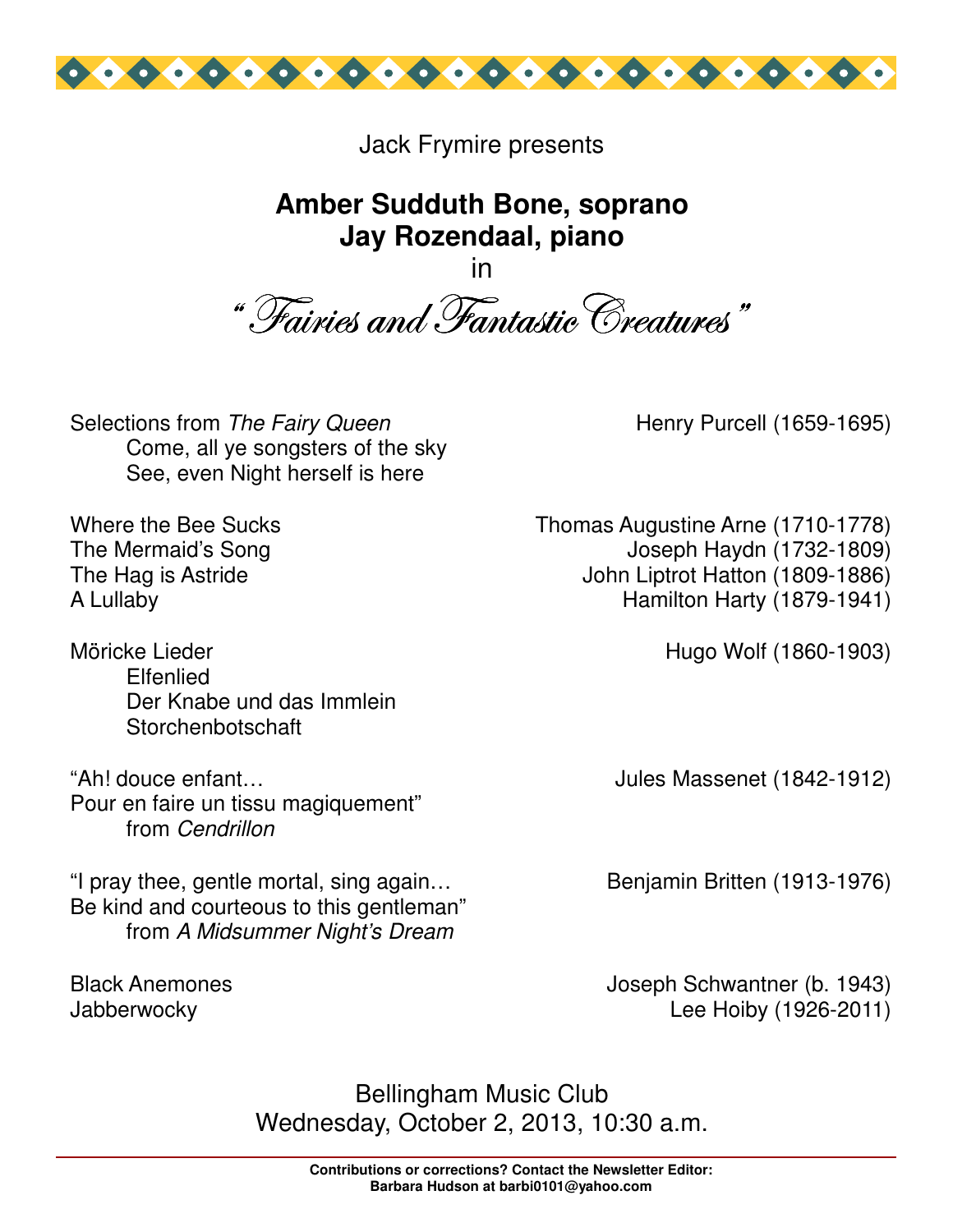Jack Frymire presents

**Amber Sudduth Bone, soprano**
**Jay Rozendaal, piano**

in

# "Fairies and Fantastic Creatures"

Selections from *The Fairy Queen* — Henry Purcell (1659-1695)
- Come, all ye songsters of the sky
- See, even Night herself is here

Where the Bee Sucks — Thomas Augustine Arne (1710-1778)
The Mermaid's Song — Joseph Haydn (1732-1809)
The Hag is Astride — John Liptrot Hatton (1809-1886)
A Lullaby — Hamilton Harty (1879-1941)

Möricke Lieder — Hugo Wolf (1860-1903)
- Elfenlied
- Der Knabe und das Immlein
- Storchenbotschaft

"Ah! douce enfant…
Pour en faire un tissu magiquement" — Jules Massenet (1842-1912)
from *Cendrillon*

"I pray thee, gentle mortal, sing again…
Be kind and courteous to this gentleman" — Benjamin Britten (1913-1976)
from *A Midsummer Night's Dream*

Black Anemones — Joseph Schwantner (b. 1943)
Jabberwocky — Lee Hoiby (1926-2011)

Bellingham Music Club
Wednesday, October 2, 2013, 10:30 a.m.

**Contributions or corrections? Contact the Newsletter Editor:**
**Barbara Hudson at barbi0101@yahoo.com**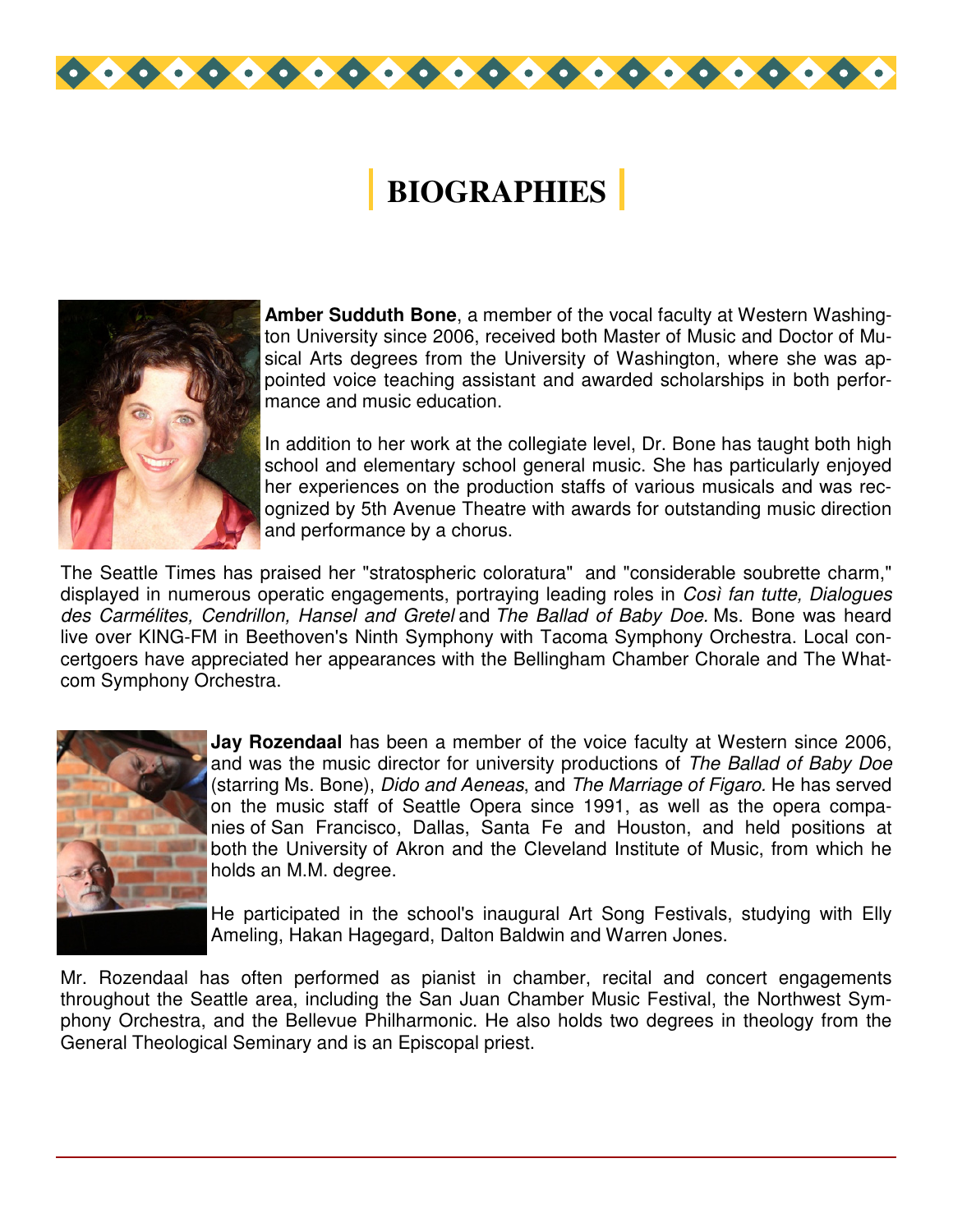# BIOGRAPHIES

**Amber Sudduth Bone**, a member of the vocal faculty at Western Washington University since 2006, received both Master of Music and Doctor of Musical Arts degrees from the University of Washington, where she was appointed voice teaching assistant and awarded scholarships in both performance and music education.

In addition to her work at the collegiate level, Dr. Bone has taught both high school and elementary school general music. She has particularly enjoyed her experiences on the production staffs of various musicals and was recognized by 5th Avenue Theatre with awards for outstanding music direction and performance by a chorus.

The Seattle Times has praised her "stratospheric coloratura" and "considerable soubrette charm," displayed in numerous operatic engagements, portraying leading roles in *Così fan tutte, Dialogues des Carmélites, Cendrillon, Hansel and Gretel* and *The Ballad of Baby Doe*. Ms. Bone was heard live over KING-FM in Beethoven's Ninth Symphony with Tacoma Symphony Orchestra. Local concertgoers have appreciated her appearances with the Bellingham Chamber Chorale and The Whatcom Symphony Orchestra.

**Jay Rozendaal** has been a member of the voice faculty at Western since 2006, and was the music director for university productions of *The Ballad of Baby Doe* (starring Ms. Bone), *Dido and Aeneas*, and *The Marriage of Figaro*. He has served on the music staff of Seattle Opera since 1991, as well as the opera companies of San Francisco, Dallas, Santa Fe and Houston, and held positions at both the University of Akron and the Cleveland Institute of Music, from which he holds an M.M. degree.

He participated in the school's inaugural Art Song Festivals, studying with Elly Ameling, Hakan Hagegard, Dalton Baldwin and Warren Jones.

Mr. Rozendaal has often performed as pianist in chamber, recital and concert engagements throughout the Seattle area, including the San Juan Chamber Music Festival, the Northwest Symphony Orchestra, and the Bellevue Philharmonic. He also holds two degrees in theology from the General Theological Seminary and is an Episcopal priest.